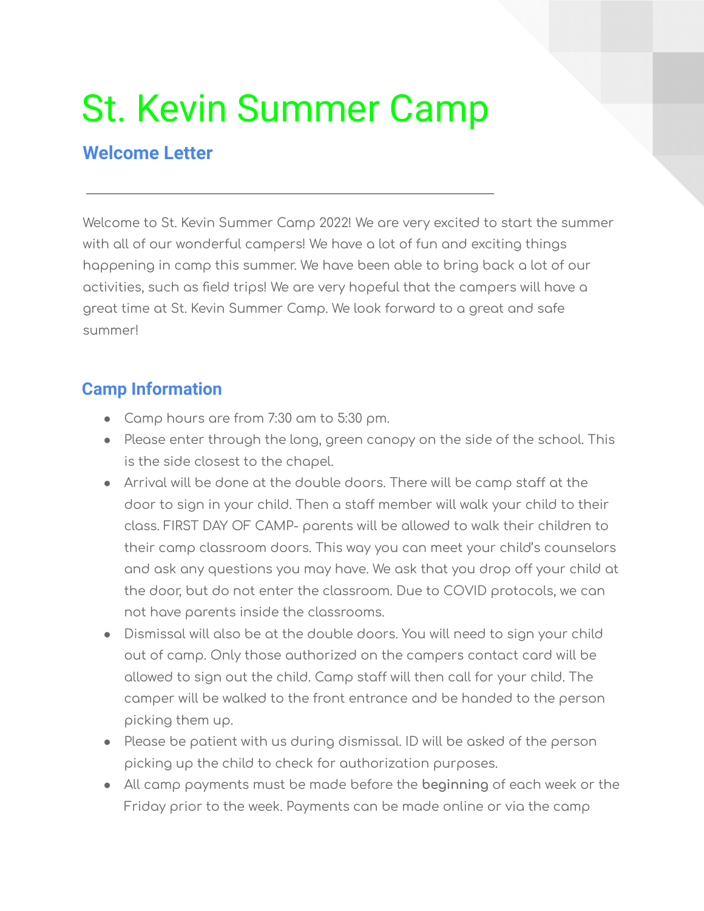# St. Kevin Summer Camp

## Welcome Letter

---

Welcome to St. Kevin Summer Camp 2022! We are very excited to start the summer with all of our wonderful campers! We have a lot of fun and exciting things happening in camp this summer. We have been able to bring back a lot of our activities, such as field trips! We are very hopeful that the campers will have a great time at St. Kevin Summer Camp. We look forward to a great and safe summer!

## Camp Information

- Camp hours are from 7:30 am to 5:30 pm.
- Please enter through the long, green canopy on the side of the school. This is the side closest to the chapel.
- Arrival will be done at the double doors. There will be camp staff at the door to sign in your child. Then a staff member will walk your child to their class. FIRST DAY OF CAMP- parents will be allowed to walk their children to their camp classroom doors. This way you can meet your child's counselors and ask any questions you may have. We ask that you drop off your child at the door, but do not enter the classroom. Due to COVID protocols, we can not have parents inside the classrooms.
- Dismissal will also be at the double doors. You will need to sign your child out of camp. Only those authorized on the campers contact card will be allowed to sign out the child. Camp staff will then call for your child. The camper will be walked to the front entrance and be handed to the person picking them up.
- Please be patient with us during dismissal. ID will be asked of the person picking up the child to check for authorization purposes.
- All camp payments must be made before the **beginning** of each week or the Friday prior to the week. Payments can be made online or via the camp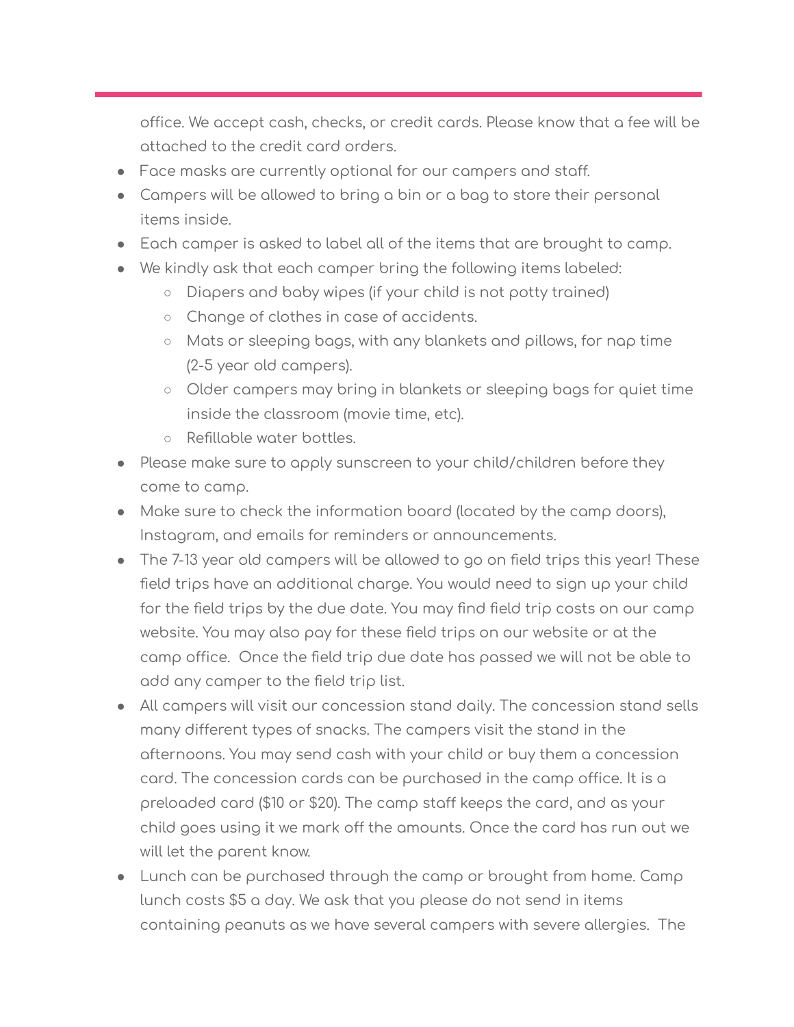office. We accept cash, checks, or credit cards. Please know that a fee will be attached to the credit card orders.

- Face masks are currently optional for our campers and staff.
- Campers will be allowed to bring a bin or a bag to store their personal items inside.
- Each camper is asked to label all of the items that are brought to camp.
- We kindly ask that each camper bring the following items labeled:
  - Diapers and baby wipes (if your child is not potty trained)
  - Change of clothes in case of accidents.
  - Mats or sleeping bags, with any blankets and pillows, for nap time (2-5 year old campers).
  - Older campers may bring in blankets or sleeping bags for quiet time inside the classroom (movie time, etc).
  - Refillable water bottles.
- Please make sure to apply sunscreen to your child/children before they come to camp.
- Make sure to check the information board (located by the camp doors), Instagram, and emails for reminders or announcements.
- The 7-13 year old campers will be allowed to go on field trips this year! These field trips have an additional charge. You would need to sign up your child for the field trips by the due date. You may find field trip costs on our camp website. You may also pay for these field trips on our website or at the camp office. Once the field trip due date has passed we will not be able to add any camper to the field trip list.
- All campers will visit our concession stand daily. The concession stand sells many different types of snacks. The campers visit the stand in the afternoons. You may send cash with your child or buy them a concession card. The concession cards can be purchased in the camp office. It is a preloaded card ($10 or $20). The camp staff keeps the card, and as your child goes using it we mark off the amounts. Once the card has run out we will let the parent know.
- Lunch can be purchased through the camp or brought from home. Camp lunch costs $5 a day. We ask that you please do not send in items containing peanuts as we have several campers with severe allergies. The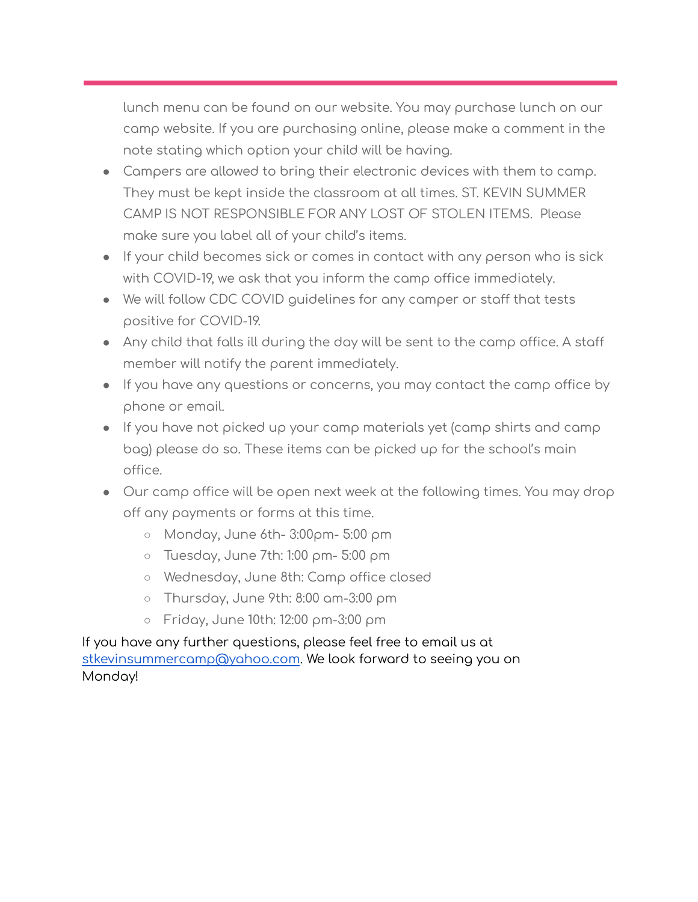lunch menu can be found on our website. You may purchase lunch on our camp website. If you are purchasing online, please make a comment in the note stating which option your child will be having.

- Campers are allowed to bring their electronic devices with them to camp. They must be kept inside the classroom at all times. ST. KEVIN SUMMER CAMP IS NOT RESPONSIBLE FOR ANY LOST OF STOLEN ITEMS. Please make sure you label all of your child's items.
- If your child becomes sick or comes in contact with any person who is sick with COVID-19, we ask that you inform the camp office immediately.
- We will follow CDC COVID guidelines for any camper or staff that tests positive for COVID-19.
- Any child that falls ill during the day will be sent to the camp office. A staff member will notify the parent immediately.
- If you have any questions or concerns, you may contact the camp office by phone or email.
- If you have not picked up your camp materials yet (camp shirts and camp bag) please do so. These items can be picked up for the school's main office.
- Our camp office will be open next week at the following times. You may drop off any payments or forms at this time.
  - Monday, June 6th- 3:00pm- 5:00 pm
  - Tuesday, June 7th: 1:00 pm- 5:00 pm
  - Wednesday, June 8th: Camp office closed
  - Thursday, June 9th: 8:00 am-3:00 pm
  - Friday, June 10th: 12:00 pm-3:00 pm

If you have any further questions, please feel free to email us at stkevinsummercamp@yahoo.com. We look forward to seeing you on Monday!